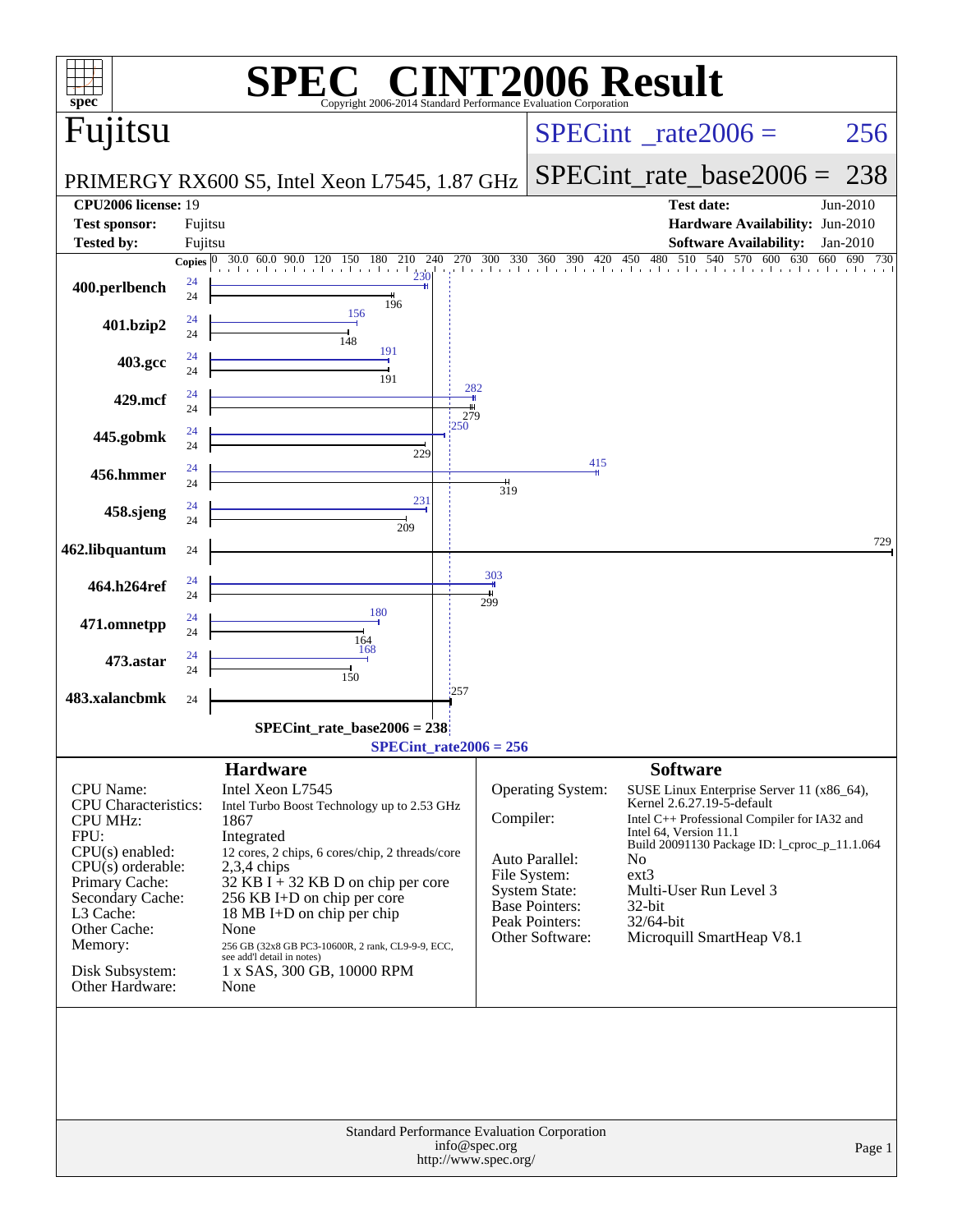# SPEC CINT2006 Result

Copyright 2006-2014 Standard Performance Evaluation Corporation

## Fujitsu

**PRIMERGY RX600 S5, Intel Xeon L7545, 1.87 GHz**

SPECint_rate2006 = 256

SPECint_rate_base2006 = 238

| | | | |
|---|---|---|---|
| **CPU2006 license:** | 19 | **Test date:** | Jun-2010 |
| **Test sponsor:** | Fujitsu | **Hardware Availability:** | Jun-2010 |
| **Tested by:** | Fujitsu | **Software Availability:** | Jan-2010 |

| Benchmark | Copies (peak) | Peak | Copies (base) | Base |
|---|---|---|---|---|
| 400.perlbench | 24 | 230 | 24 | 196 |
| 401.bzip2 | 24 | 156 | 24 | 148 |
| 403.gcc | 24 | 191 | 24 | 191 |
| 429.mcf | 24 | 282 | 24 | 279 |
| 445.gobmk | 24 | 250 | 24 | 229 |
| 456.hmmer | 24 | 415 | 24 | 319 |
| 458.sjeng | 24 | 231 | 24 | 209 |
| 462.libquantum | | | 24 | 729 |
| 464.h264ref | 24 | 303 | 24 | 299 |
| 471.omnetpp | 24 | 180 | 24 | 164 |
| 473.astar | 24 | 168 | 24 | 150 |
| 483.xalancbmk | | | 24 | 257 |

SPECint_rate_base2006 = 238

SPECint_rate2006 = 256

### Hardware

| | |
|---|---|
| CPU Name: | Intel Xeon L7545 |
| CPU Characteristics: | Intel Turbo Boost Technology up to 2.53 GHz |
| CPU MHz: | 1867 |
| FPU: | Integrated |
| CPU(s) enabled: | 12 cores, 2 chips, 6 cores/chip, 2 threads/core |
| CPU(s) orderable: | 2,3,4 chips |
| Primary Cache: | 32 KB I + 32 KB D on chip per core |
| Secondary Cache: | 256 KB I+D on chip per core |
| L3 Cache: | 18 MB I+D on chip per chip |
| Other Cache: | None |
| Memory: | 256 GB (32x8 GB PC3-10600R, 2 rank, CL9-9-9, ECC, see add'l detail in notes) |
| Disk Subsystem: | 1 x SAS, 300 GB, 10000 RPM |
| Other Hardware: | None |

### Software

| | |
|---|---|
| Operating System: | SUSE Linux Enterprise Server 11 (x86_64), Kernel 2.6.27.19-5-default |
| Compiler: | Intel C++ Professional Compiler for IA32 and Intel 64, Version 11.1 Build 20091130 Package ID: l_cproc_p_11.1.064 |
| Auto Parallel: | No |
| File System: | ext3 |
| System State: | Multi-User Run Level 3 |
| Base Pointers: | 32-bit |
| Peak Pointers: | 32/64-bit |
| Other Software: | Microquill SmartHeap V8.1 |

Standard Performance Evaluation Corporation
info@spec.org
http://www.spec.org/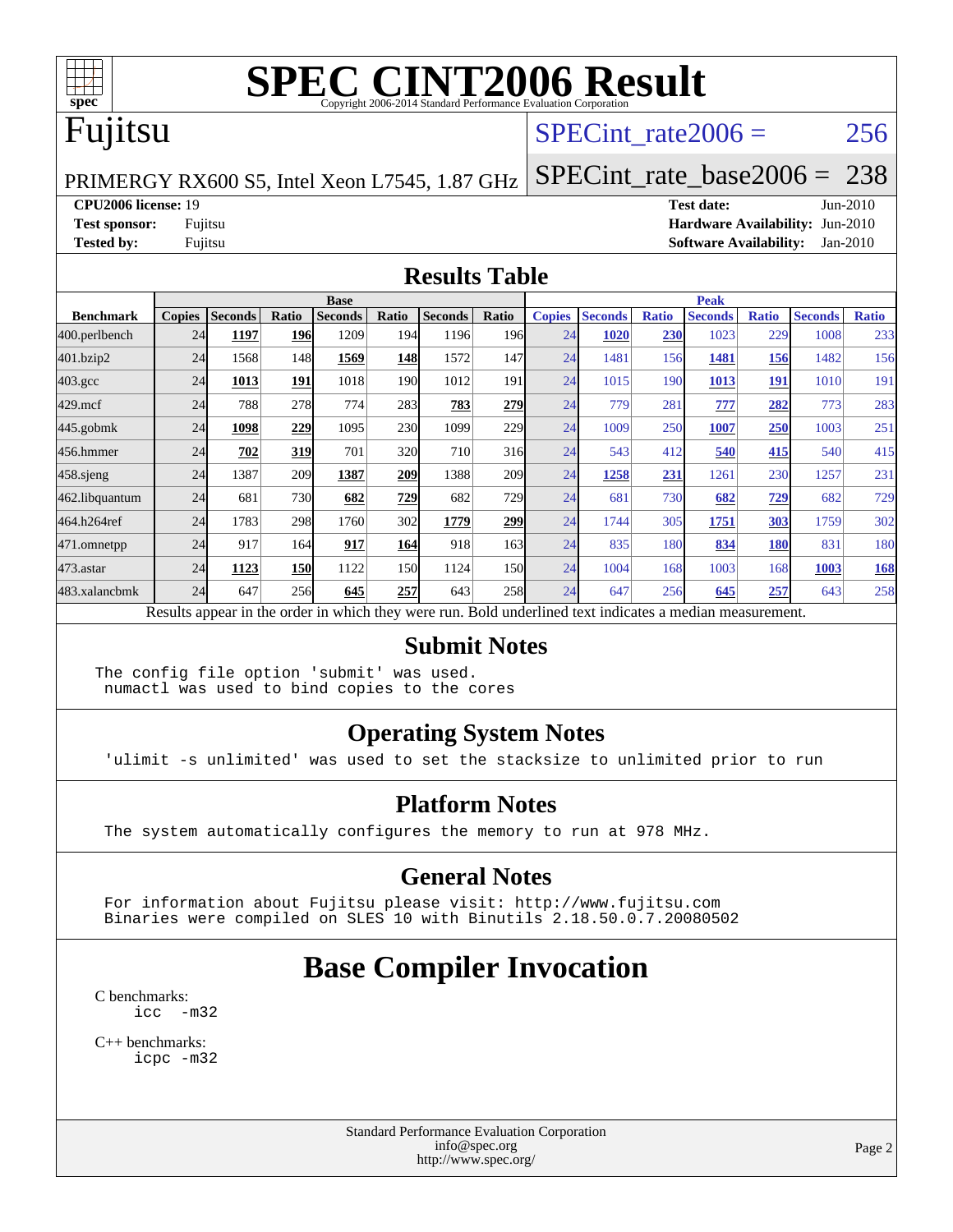# SPEC CINT2006 Result

Copyright 2006-2014 Standard Performance Evaluation Corporation

## Fujitsu

PRIMERGY RX600 S5, Intel Xeon L7545, 1.87 GHz

SPECint_rate2006 = 256

SPECint_rate_base2006 = 238

**CPU2006 license:** 19
**Test sponsor:** Fujitsu
**Tested by:** Fujitsu

**Test date:** Jun-2010
**Hardware Availability:** Jun-2010
**Software Availability:** Jan-2010

## Results Table

| Benchmark | Base | | | | | | | Peak | | | | | | |
|---|---|---|---|---|---|---|---|---|---|---|---|---|---|---|
| | Copies | Seconds | Ratio | Seconds | Ratio | Seconds | Ratio | Copies | Seconds | Ratio | Seconds | Ratio | Seconds | Ratio |
| 400.perlbench | 24 | **1197** | **196** | 1209 | 194 | 1196 | 196 | 24 | **1020** | **230** | 1023 | 229 | 1008 | 233 |
| 401.bzip2 | 24 | 1568 | 148 | **1569** | **148** | 1572 | 147 | 24 | 1481 | 156 | **1481** | **156** | 1482 | 156 |
| 403.gcc | 24 | **1013** | **191** | 1018 | 190 | 1012 | 191 | 24 | 1015 | 190 | **1013** | **191** | 1010 | 191 |
| 429.mcf | 24 | 788 | 278 | 774 | 283 | **783** | **279** | 24 | 779 | 281 | **777** | **282** | 773 | 283 |
| 445.gobmk | 24 | **1098** | **229** | 1095 | 230 | 1099 | 229 | 24 | 1009 | 250 | **1007** | **250** | 1003 | 251 |
| 456.hmmer | 24 | **702** | **319** | 701 | 320 | 710 | 316 | 24 | 543 | 412 | **540** | **415** | 540 | 415 |
| 458.sjeng | 24 | 1387 | 209 | **1387** | **209** | 1388 | 209 | 24 | **1258** | **231** | 1261 | 230 | 1257 | 231 |
| 462.libquantum | 24 | 681 | 730 | **682** | **729** | 682 | 729 | 24 | 681 | 730 | **682** | **729** | 682 | 729 |
| 464.h264ref | 24 | 1783 | 298 | 1760 | 302 | **1779** | **299** | 24 | 1744 | 305 | **1751** | **303** | 1759 | 302 |
| 471.omnetpp | 24 | 917 | 164 | **917** | **164** | 918 | 163 | 24 | 835 | 180 | **834** | **180** | 831 | 180 |
| 473.astar | 24 | **1123** | **150** | 1122 | 150 | 1124 | 150 | 24 | 1004 | 168 | 1003 | 168 | **1003** | **168** |
| 483.xalancbmk | 24 | 647 | 256 | **645** | **257** | 643 | 258 | 24 | 647 | 256 | **645** | **257** | 643 | 258 |

Results appear in the order in which they were run. Bold underlined text indicates a median measurement.

## Submit Notes

```
The config file option 'submit' was used.
 numactl was used to bind copies to the cores
```

## Operating System Notes

```
'ulimit -s unlimited' was used to set the stacksize to unlimited prior to run
```

## Platform Notes

```
The system automatically configures the memory to run at 978 MHz.
```

## General Notes

```
For information about Fujitsu please visit: http://www.fujitsu.com
Binaries were compiled on SLES 10 with Binutils 2.18.50.0.7.20080502
```

# Base Compiler Invocation

C benchmarks:
```
icc  -m32
```

C++ benchmarks:
```
icpc -m32
```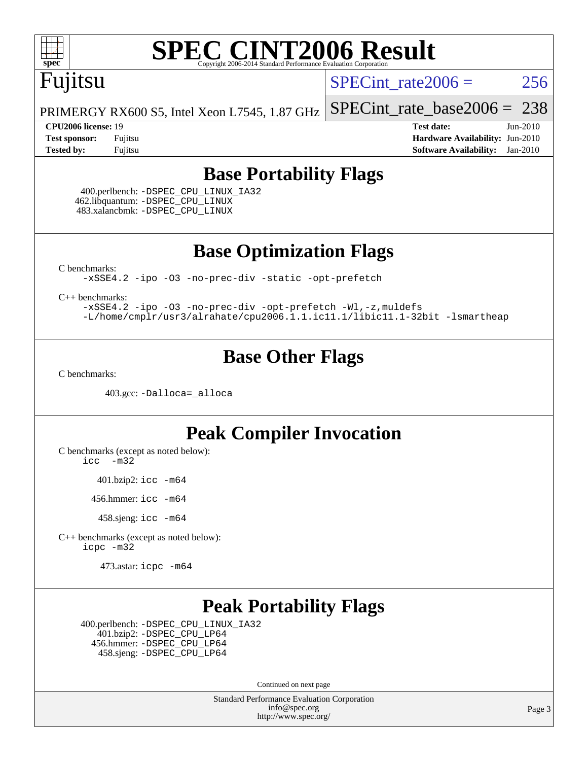# SPEC CINT2006 Result

Copyright 2006-2014 Standard Performance Evaluation Corporation

**Fujitsu**

PRIMERGY RX600 S5, Intel Xeon L7545, 1.87 GHz

SPECint_rate2006 = 256

SPECint_rate_base2006 = 238

| | | | |
|---|---|---|---|
| **CPU2006 license:** 19 | | **Test date:** | Jun-2010 |
| **Test sponsor:** | Fujitsu | **Hardware Availability:** | Jun-2010 |
| **Tested by:** | Fujitsu | **Software Availability:** | Jan-2010 |

## Base Portability Flags

400.perlbench: `-DSPEC_CPU_LINUX_IA32`
462.libquantum: `-DSPEC_CPU_LINUX`
483.xalancbmk: `-DSPEC_CPU_LINUX`

## Base Optimization Flags

C benchmarks:

```
-xSSE4.2 -ipo -O3 -no-prec-div -static -opt-prefetch
```

C++ benchmarks:

```
-xSSE4.2 -ipo -O3 -no-prec-div -opt-prefetch -Wl,-z,muldefs
-L/home/cmplr/usr3/alrahate/cpu2006.1.1.ic11.1/libic11.1-32bit -lsmartheap
```

## Base Other Flags

C benchmarks:

403.gcc: `-Dalloca=_alloca`

## Peak Compiler Invocation

C benchmarks (except as noted below):

```
icc  -m32
```

401.bzip2: `icc -m64`

456.hmmer: `icc -m64`

458.sjeng: `icc -m64`

C++ benchmarks (except as noted below):

```
icpc -m32
```

473.astar: `icpc -m64`

## Peak Portability Flags

400.perlbench: `-DSPEC_CPU_LINUX_IA32`
401.bzip2: `-DSPEC_CPU_LP64`
456.hmmer: `-DSPEC_CPU_LP64`
458.sjeng: `-DSPEC_CPU_LP64`

Continued on next page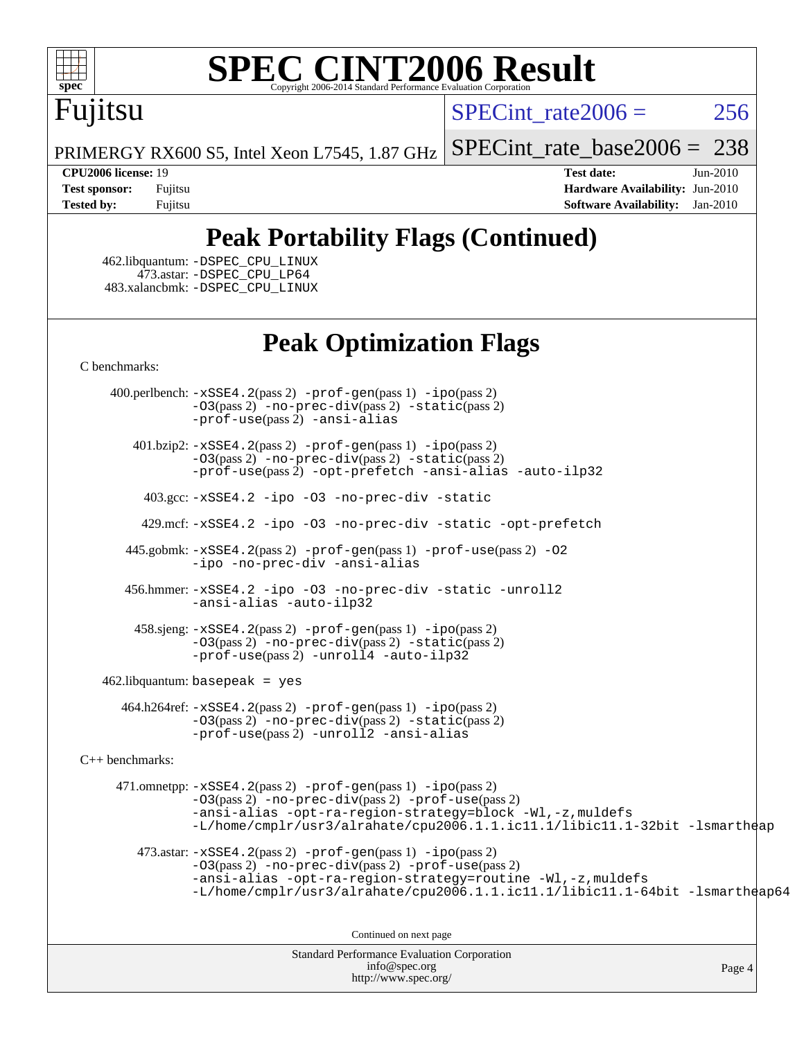# SPEC CINT2006 Result

Copyright 2006-2014 Standard Performance Evaluation Corporation

## Fujitsu

PRIMERGY RX600 S5, Intel Xeon L7545, 1.87 GHz

SPECint_rate2006 = 256

SPECint_rate_base2006 = 238

**CPU2006 license:** 19
**Test sponsor:** Fujitsu
**Tested by:** Fujitsu

**Test date:** Jun-2010
**Hardware Availability:** Jun-2010
**Software Availability:** Jan-2010

## Peak Portability Flags (Continued)

462.libquantum: -DSPEC_CPU_LINUX
473.astar: -DSPEC_CPU_LP64
483.xalancbmk: -DSPEC_CPU_LINUX

## Peak Optimization Flags

C benchmarks:

400.perlbench: -xSSE4.2(pass 2) -prof-gen(pass 1) -ipo(pass 2) -O3(pass 2) -no-prec-div(pass 2) -static(pass 2) -prof-use(pass 2) -ansi-alias

401.bzip2: -xSSE4.2(pass 2) -prof-gen(pass 1) -ipo(pass 2) -O3(pass 2) -no-prec-div(pass 2) -static(pass 2) -prof-use(pass 2) -opt-prefetch -ansi-alias -auto-ilp32

403.gcc: -xSSE4.2 -ipo -O3 -no-prec-div -static

429.mcf: -xSSE4.2 -ipo -O3 -no-prec-div -static -opt-prefetch

445.gobmk: -xSSE4.2(pass 2) -prof-gen(pass 1) -prof-use(pass 2) -O2 -ipo -no-prec-div -ansi-alias

456.hmmer: -xSSE4.2 -ipo -O3 -no-prec-div -static -unroll2 -ansi-alias -auto-ilp32

458.sjeng: -xSSE4.2(pass 2) -prof-gen(pass 1) -ipo(pass 2) -O3(pass 2) -no-prec-div(pass 2) -static(pass 2) -prof-use(pass 2) -unroll4 -auto-ilp32

462.libquantum: basepeak = yes

464.h264ref: -xSSE4.2(pass 2) -prof-gen(pass 1) -ipo(pass 2) -O3(pass 2) -no-prec-div(pass 2) -static(pass 2) -prof-use(pass 2) -unroll2 -ansi-alias

C++ benchmarks:

471.omnetpp: -xSSE4.2(pass 2) -prof-gen(pass 1) -ipo(pass 2) -O3(pass 2) -no-prec-div(pass 2) -prof-use(pass 2) -ansi-alias -opt-ra-region-strategy=block -Wl,-z,muldefs -L/home/cmplr/usr3/alrahate/cpu2006.1.1.ic11.1/libic11.1-32bit -lsmartheap

473.astar: -xSSE4.2(pass 2) -prof-gen(pass 1) -ipo(pass 2) -O3(pass 2) -no-prec-div(pass 2) -prof-use(pass 2) -ansi-alias -opt-ra-region-strategy=routine -Wl,-z,muldefs -L/home/cmplr/usr3/alrahate/cpu2006.1.1.ic11.1/libic11.1-64bit -lsmartheap64

Continued on next page

Standard Performance Evaluation Corporation
info@spec.org
http://www.spec.org/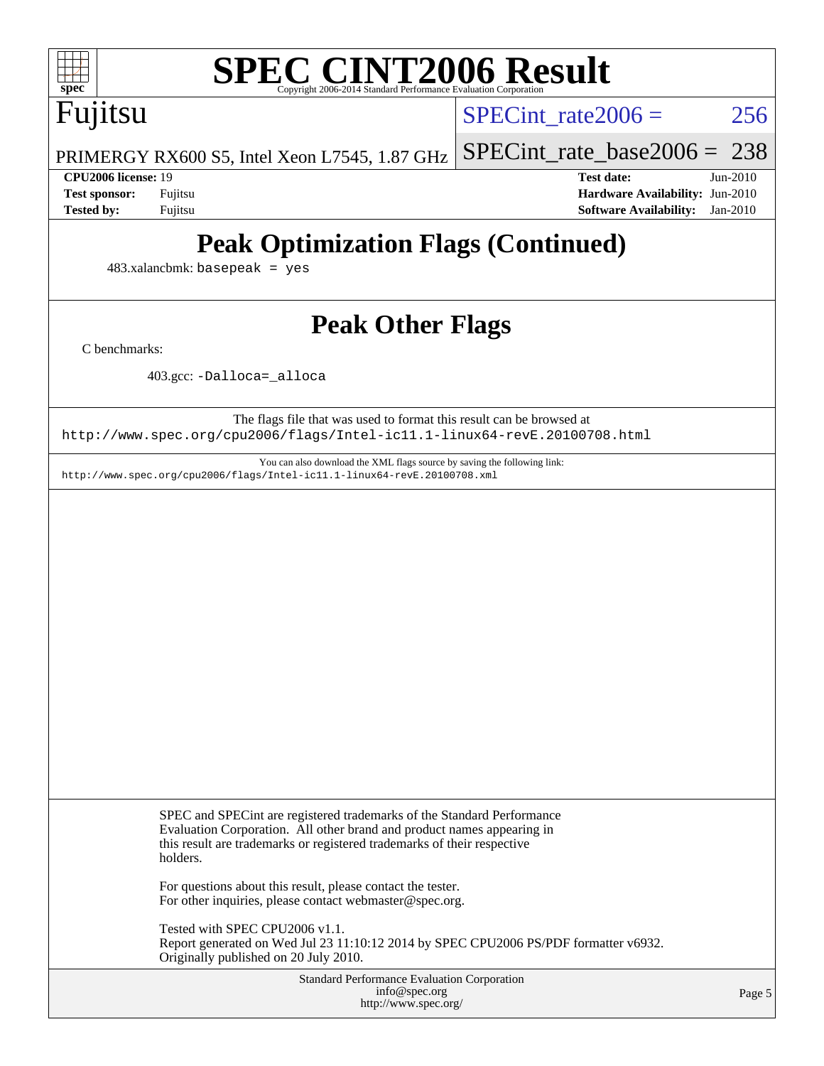# SPEC CINT2006 Result

Copyright 2006-2014 Standard Performance Evaluation Corporation

Fujitsu

PRIMERGY RX600 S5, Intel Xeon L7545, 1.87 GHz

SPECint_rate2006 = 256

SPECint_rate_base2006 = 238

**CPU2006 license:** 19
**Test sponsor:** Fujitsu
**Tested by:** Fujitsu

**Test date:** Jun-2010
**Hardware Availability:** Jun-2010
**Software Availability:** Jan-2010

## Peak Optimization Flags (Continued)

483.xalancbmk: basepeak = yes

## Peak Other Flags

C benchmarks:

403.gcc: -Dalloca=_alloca

The flags file that was used to format this result can be browsed at
http://www.spec.org/cpu2006/flags/Intel-ic11.1-linux64-revE.20100708.html

You can also download the XML flags source by saving the following link:
http://www.spec.org/cpu2006/flags/Intel-ic11.1-linux64-revE.20100708.xml

SPEC and SPECint are registered trademarks of the Standard Performance Evaluation Corporation. All other brand and product names appearing in this result are trademarks or registered trademarks of their respective holders.

For questions about this result, please contact the tester.
For other inquiries, please contact webmaster@spec.org.

Tested with SPEC CPU2006 v1.1.
Report generated on Wed Jul 23 11:10:12 2014 by SPEC CPU2006 PS/PDF formatter v6932.
Originally published on 20 July 2010.

Standard Performance Evaluation Corporation
info@spec.org
http://www.spec.org/